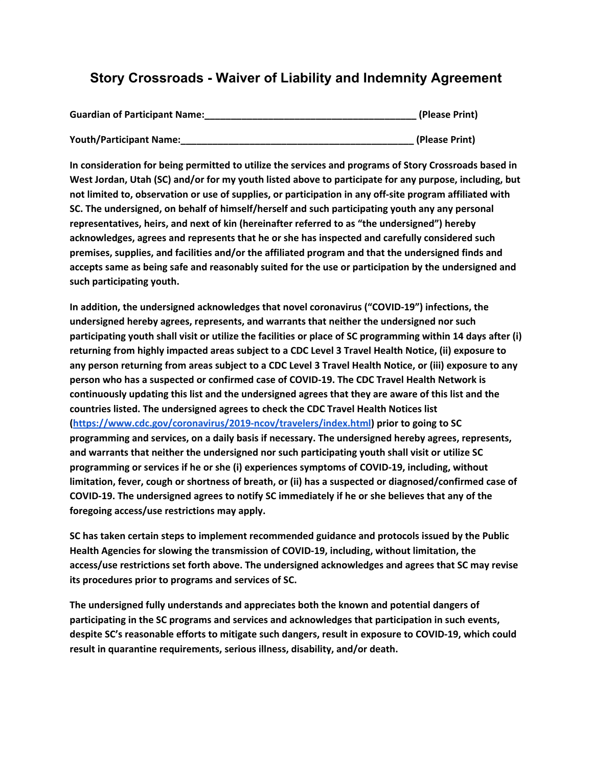# Story Crossroads - Waiver of Liability and Indemnity Agreement

**Guardian of Participant Name:_________________________________________ (Please Print)**

**Youth/Participant Name:_____________________________________________ (Please Print)**

**In consideration for being permitted to utilize the services and programs of Story Crossroads based in West Jordan, Utah (SC) and/or for my youth listed above to participate for any purpose, including, but not limited to, observation or use of supplies, or participation in any off-site program affiliated with SC. The undersigned, on behalf of himself/herself and such participating youth any any personal representatives, heirs, and next of kin (hereinafter referred to as "the undersigned") hereby acknowledges, agrees and represents that he or she has inspected and carefully considered such premises, supplies, and facilities and/or the affiliated program and that the undersigned finds and accepts same as being safe and reasonably suited for the use or participation by the undersigned and such participating youth.**

**In addition, the undersigned acknowledges that novel coronavirus ("COVID-19") infections, the undersigned hereby agrees, represents, and warrants that neither the undersigned nor such participating youth shall visit or utilize the facilities or place of SC programming within 14 days after (i) returning from highly impacted areas subject to a CDC Level 3 Travel Health Notice, (ii) exposure to any person returning from areas subject to a CDC Level 3 Travel Health Notice, or (iii) exposure to any person who has a suspected or confirmed case of COVID-19. The CDC Travel Health Network is continuously updating this list and the undersigned agrees that they are aware of this list and the countries listed. The undersigned agrees to check the CDC Travel Health Notices list ([https://www.cdc.gov/coronavirus/2019-ncov/travelers/index.html](https://www.cdc.gov/coronavirus/2019-ncov/travelers/index.html)) prior to going to SC programming and services, on a daily basis if necessary. The undersigned hereby agrees, represents, and warrants that neither the undersigned nor such participating youth shall visit or utilize SC programming or services if he or she (i) experiences symptoms of COVID-19, including, without limitation, fever, cough or shortness of breath, or (ii) has a suspected or diagnosed/confirmed case of COVID-19. The undersigned agrees to notify SC immediately if he or she believes that any of the foregoing access/use restrictions may apply.**

**SC has taken certain steps to implement recommended guidance and protocols issued by the Public Health Agencies for slowing the transmission of COVID-19, including, without limitation, the access/use restrictions set forth above. The undersigned acknowledges and agrees that SC may revise its procedures prior to programs and services of SC.**

**The undersigned fully understands and appreciates both the known and potential dangers of participating in the SC programs and services and acknowledges that participation in such events, despite SC's reasonable efforts to mitigate such dangers, result in exposure to COVID-19, which could result in quarantine requirements, serious illness, disability, and/or death.**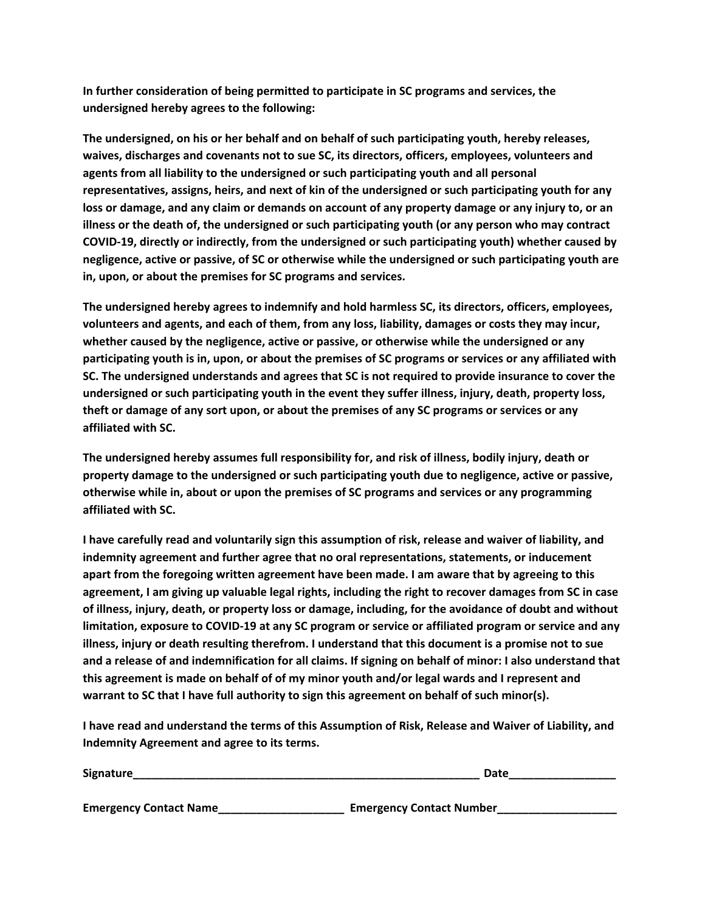**In further consideration of being permitted to participate in SC programs and services, the undersigned hereby agrees to the following:**

**The undersigned, on his or her behalf and on behalf of such participating youth, hereby releases, waives, discharges and covenants not to sue SC, its directors, officers, employees, volunteers and agents from all liability to the undersigned or such participating youth and all personal representatives, assigns, heirs, and next of kin of the undersigned or such participating youth for any loss or damage, and any claim or demands on account of any property damage or any injury to, or an illness or the death of, the undersigned or such participating youth (or any person who may contract COVID-19, directly or indirectly, from the undersigned or such participating youth) whether caused by negligence, active or passive, of SC or otherwise while the undersigned or such participating youth are in, upon, or about the premises for SC programs and services.**

**The undersigned hereby agrees to indemnify and hold harmless SC, its directors, officers, employees, volunteers and agents, and each of them, from any loss, liability, damages or costs they may incur, whether caused by the negligence, active or passive, or otherwise while the undersigned or any participating youth is in, upon, or about the premises of SC programs or services or any affiliated with SC. The undersigned understands and agrees that SC is not required to provide insurance to cover the undersigned or such participating youth in the event they suffer illness, injury, death, property loss, theft or damage of any sort upon, or about the premises of any SC programs or services or any affiliated with SC.**

**The undersigned hereby assumes full responsibility for, and risk of illness, bodily injury, death or property damage to the undersigned or such participating youth due to negligence, active or passive, otherwise while in, about or upon the premises of SC programs and services or any programming affiliated with SC.**

**I have carefully read and voluntarily sign this assumption of risk, release and waiver of liability, and indemnity agreement and further agree that no oral representations, statements, or inducement apart from the foregoing written agreement have been made. I am aware that by agreeing to this agreement, I am giving up valuable legal rights, including the right to recover damages from SC in case of illness, injury, death, or property loss or damage, including, for the avoidance of doubt and without limitation, exposure to COVID-19 at any SC program or service or affiliated program or service and any illness, injury or death resulting therefrom. I understand that this document is a promise not to sue and a release of and indemnification for all claims. If signing on behalf of minor: I also understand that this agreement is made on behalf of of my minor youth and/or legal wards and I represent and warrant to SC that I have full authority to sign this agreement on behalf of such minor(s).**

**I have read and understand the terms of this Assumption of Risk, Release and Waiver of Liability, and Indemnity Agreement and agree to its terms.**

**Signature___________________________________________________________ Date_________________**

**Emergency Contact Name____________________ Emergency Contact Number___________________**